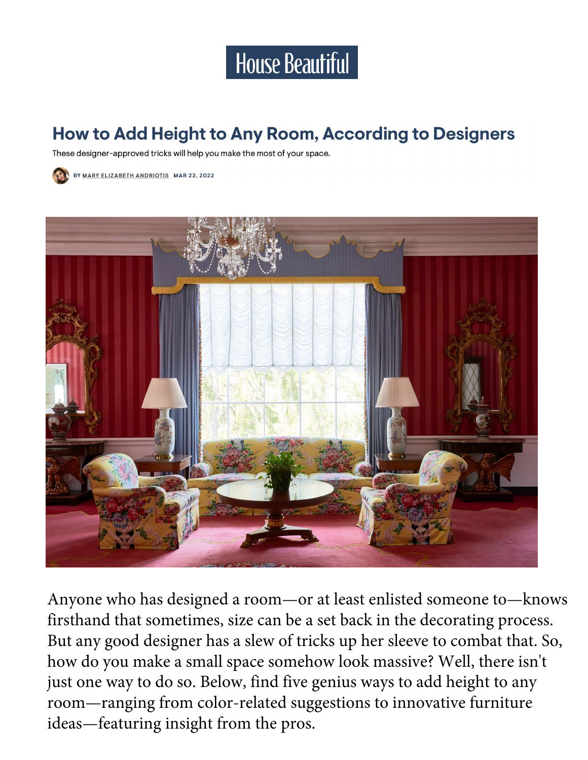House Beautiful

# How to Add Height to Any Room, According to Designers

These designer-approved tricks will help you make the most of your space.

BY MARY ELIZABETH ANDRIOTIS MAR 22, 2022

Anyone who has designed a room—or at least enlisted someone to—knows firsthand that sometimes, size can be a set back in the decorating process. But any good designer has a slew of tricks up her sleeve to combat that. So, how do you make a small space somehow look massive? Well, there isn't just one way to do so. Below, find five genius ways to add height to any room—ranging from color-related suggestions to innovative furniture ideas—featuring insight from the pros.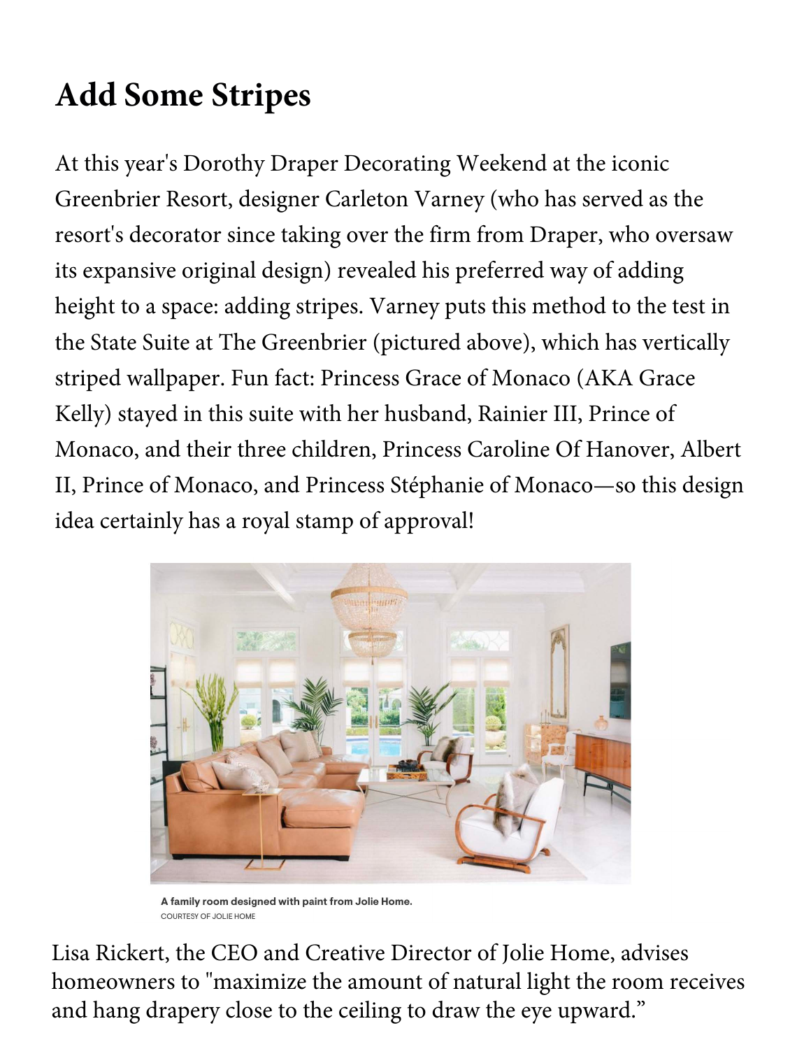## Add Some Stripes

At this year's Dorothy Draper Decorating Weekend at the iconic Greenbrier Resort, designer Carleton Varney (who has served as the resort's decorator since taking over the firm from Draper, who oversaw its expansive original design) revealed his preferred way of adding height to a space: adding stripes. Varney puts this method to the test in the State Suite at The Greenbrier (pictured above), which has vertically striped wallpaper. Fun fact: Princess Grace of Monaco (AKA Grace Kelly) stayed in this suite with her husband, Rainier III, Prince of Monaco, and their three children, Princess Caroline Of Hanover, Albert II, Prince of Monaco, and Princess Stéphanie of Monaco—so this design idea certainly has a royal stamp of approval!

**A family room designed with paint from Jolie Home.**
COURTESY OF JOLIE HOME

Lisa Rickert, the CEO and Creative Director of Jolie Home, advises homeowners to "maximize the amount of natural light the room receives and hang drapery close to the ceiling to draw the eye upward."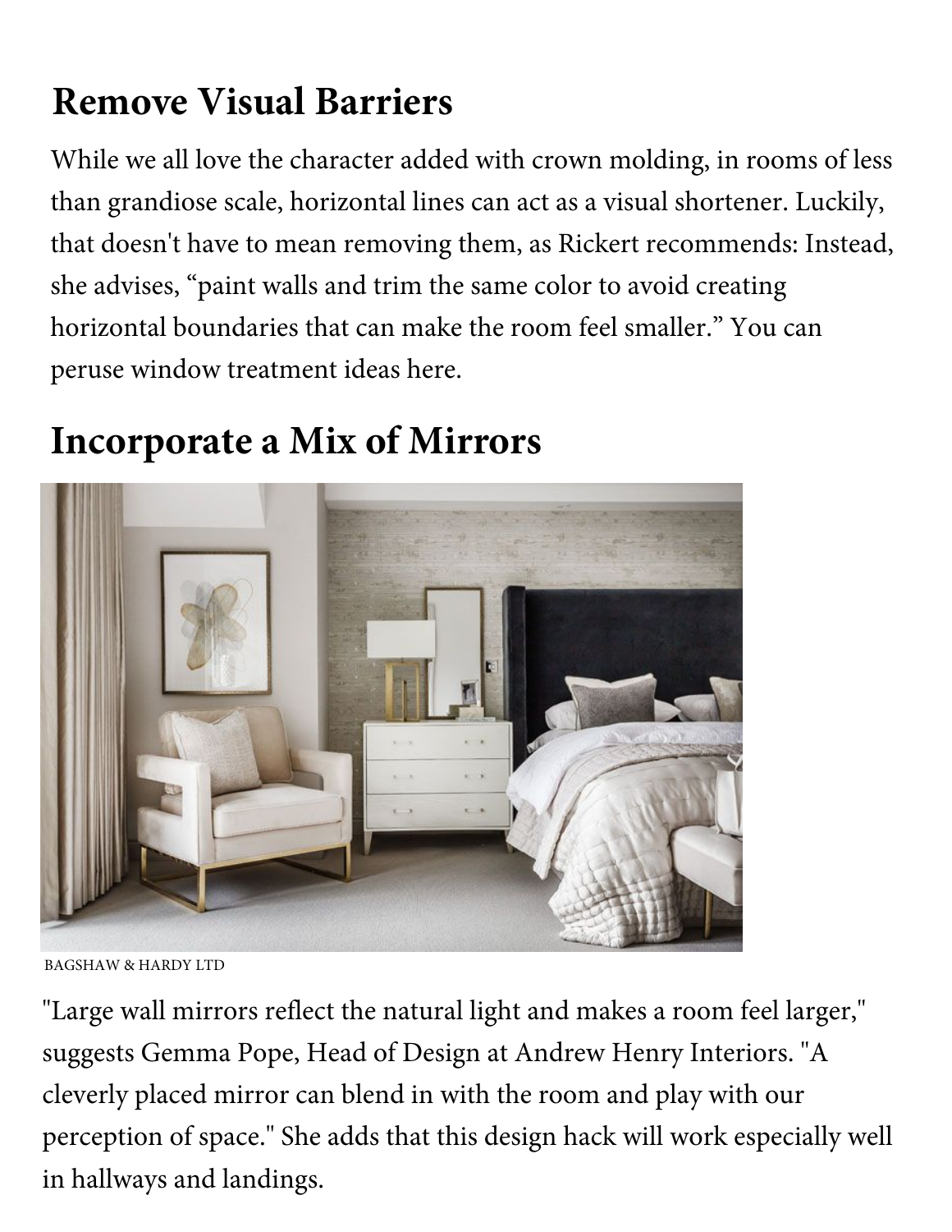## Remove Visual Barriers

While we all love the character added with crown molding, in rooms of less than grandiose scale, horizontal lines can act as a visual shortener. Luckily, that doesn't have to mean removing them, as Rickert recommends: Instead, she advises, "paint walls and trim the same color to avoid creating horizontal boundaries that can make the room feel smaller." You can peruse window treatment ideas here.

## Incorporate a Mix of Mirrors

BAGSHAW & HARDY LTD

"Large wall mirrors reflect the natural light and makes a room feel larger," suggests Gemma Pope, Head of Design at Andrew Henry Interiors. "A cleverly placed mirror can blend in with the room and play with our perception of space." She adds that this design hack will work especially well in hallways and landings.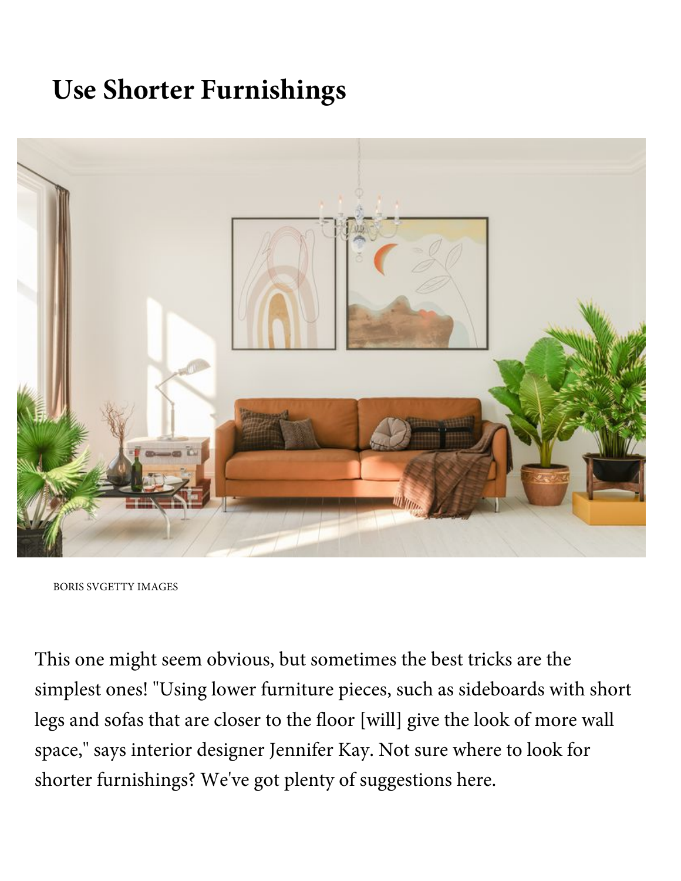## Use Shorter Furnishings

BORIS SVGETTY IMAGES

This one might seem obvious, but sometimes the best tricks are the simplest ones! "Using lower furniture pieces, such as sideboards with short legs and sofas that are closer to the floor [will] give the look of more wall space," says interior designer Jennifer Kay. Not sure where to look for shorter furnishings? We've got plenty of suggestions here.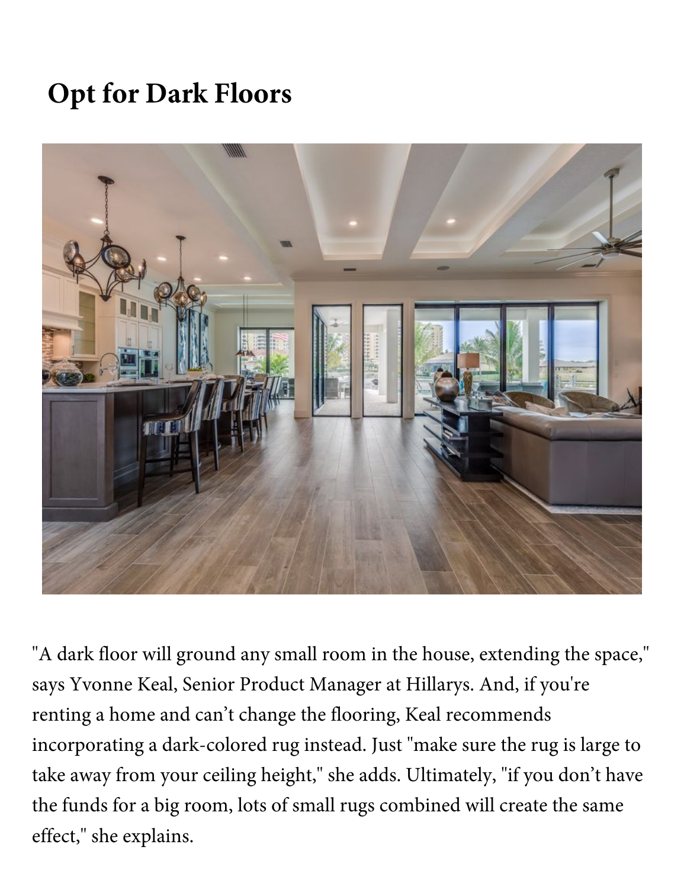## Opt for Dark Floors

"A dark floor will ground any small room in the house, extending the space," says Yvonne Keal, Senior Product Manager at Hillarys. And, if you're renting a home and can't change the flooring, Keal recommends incorporating a dark-colored rug instead. Just "make sure the rug is large to take away from your ceiling height," she adds. Ultimately, "if you don't have the funds for a big room, lots of small rugs combined will create the same effect," she explains.